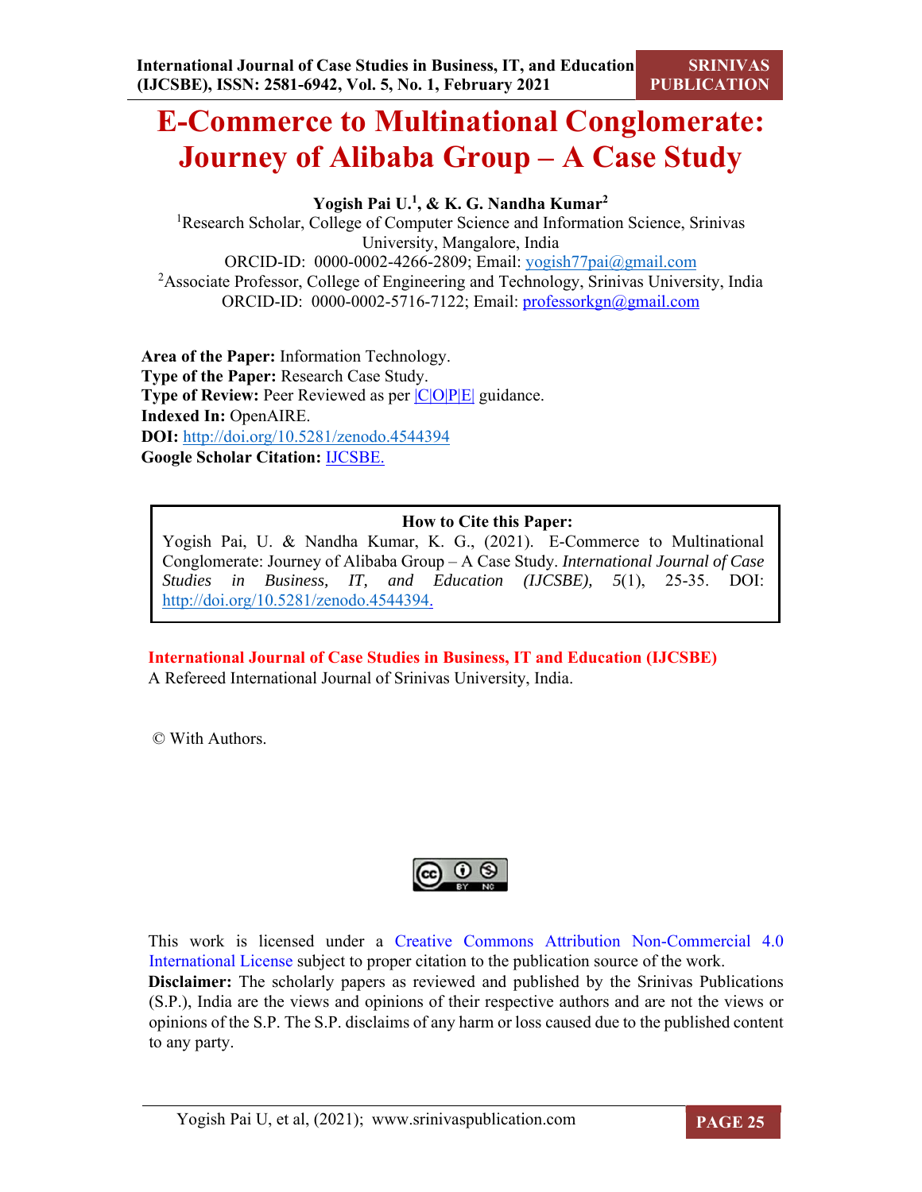# E-Commerce to Multinational Conglomerate: Journey of Alibaba Group – A Case Study

**Yogish Pai U.[1], & K. G. Nandha Kumar[2]**

[1]Research Scholar, College of Computer Science and Information Science, Srinivas University, Mangalore, India
ORCID-ID: 0000-0002-4266-2809; Email: yogish77pai@gmail.com
[2]Associate Professor, College of Engineering and Technology, Srinivas University, India
ORCID-ID: 0000-0002-5716-7122; Email: professorkgn@gmail.com

**Area of the Paper:** Information Technology.
**Type of the Paper:** Research Case Study.
**Type of Review:** Peer Reviewed as per |C|O|P|E| guidance.
**Indexed In:** OpenAIRE.
**DOI:** http://doi.org/10.5281/zenodo.4544394
**Google Scholar Citation:** IJCSBE.

**How to Cite this Paper:**
Yogish Pai, U. & Nandha Kumar, K. G., (2021). E-Commerce to Multinational Conglomerate: Journey of Alibaba Group – A Case Study. *International Journal of Case Studies in Business, IT, and Education (IJCSBE), 5*(1), 25-35. DOI: http://doi.org/10.5281/zenodo.4544394.

**International Journal of Case Studies in Business, IT and Education (IJCSBE)**
A Refereed International Journal of Srinivas University, India.

© With Authors.

This work is licensed under a Creative Commons Attribution Non-Commercial 4.0 International License subject to proper citation to the publication source of the work.
**Disclaimer:** The scholarly papers as reviewed and published by the Srinivas Publications (S.P.), India are the views and opinions of their respective authors and are not the views or opinions of the S.P. The S.P. disclaims of any harm or loss caused due to the published content to any party.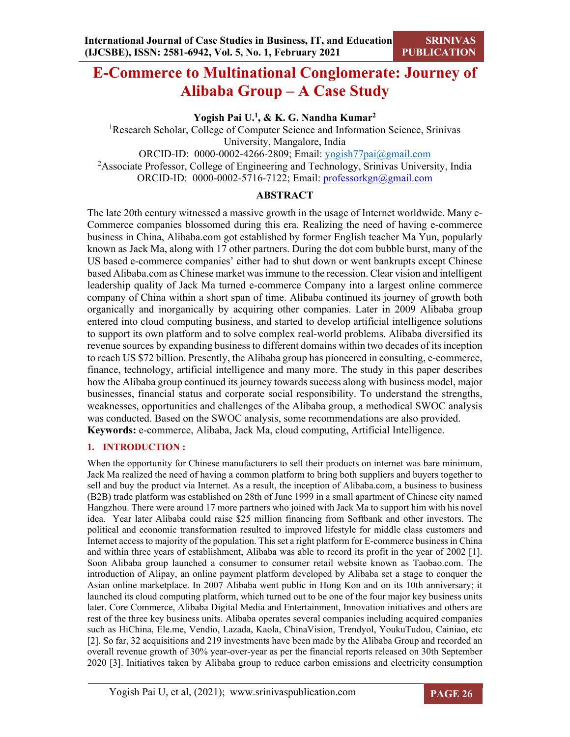# E-Commerce to Multinational Conglomerate: Journey of Alibaba Group – A Case Study

**Yogish Pai U.[1], & K. G. Nandha Kumar[2]**

[1]Research Scholar, College of Computer Science and Information Science, Srinivas University, Mangalore, India
ORCID-ID: 0000-0002-4266-2809; Email: yogish77pai@gmail.com
[2]Associate Professor, College of Engineering and Technology, Srinivas University, India
ORCID-ID: 0000-0002-5716-7122; Email: professorkgn@gmail.com

## ABSTRACT

The late 20th century witnessed a massive growth in the usage of Internet worldwide. Many e-Commerce companies blossomed during this era. Realizing the need of having e-commerce business in China, Alibaba.com got established by former English teacher Ma Yun, popularly known as Jack Ma, along with 17 other partners. During the dot com bubble burst, many of the US based e-commerce companies' either had to shut down or went bankrupts except Chinese based Alibaba.com as Chinese market was immune to the recession. Clear vision and intelligent leadership quality of Jack Ma turned e-commerce Company into a largest online commerce company of China within a short span of time. Alibaba continued its journey of growth both organically and inorganically by acquiring other companies. Later in 2009 Alibaba group entered into cloud computing business, and started to develop artificial intelligence solutions to support its own platform and to solve complex real-world problems. Alibaba diversified its revenue sources by expanding business to different domains within two decades of its inception to reach US $72 billion. Presently, the Alibaba group has pioneered in consulting, e-commerce, finance, technology, artificial intelligence and many more. The study in this paper describes how the Alibaba group continued its journey towards success along with business model, major businesses, financial status and corporate social responsibility. To understand the strengths, weaknesses, opportunities and challenges of the Alibaba group, a methodical SWOC analysis was conducted. Based on the SWOC analysis, some recommendations are also provided.

**Keywords:** e-commerce, Alibaba, Jack Ma, cloud computing, Artificial Intelligence.

## 1. INTRODUCTION :

When the opportunity for Chinese manufacturers to sell their products on internet was bare minimum, Jack Ma realized the need of having a common platform to bring both suppliers and buyers together to sell and buy the product via Internet. As a result, the inception of Alibaba.com, a business to business (B2B) trade platform was established on 28th of June 1999 in a small apartment of Chinese city named Hangzhou. There were around 17 more partners who joined with Jack Ma to support him with his novel idea. Year later Alibaba could raise $25 million financing from Softbank and other investors. The political and economic transformation resulted to improved lifestyle for middle class customers and Internet access to majority of the population. This set a right platform for E-commerce business in China and within three years of establishment, Alibaba was able to record its profit in the year of 2002 [1]. Soon Alibaba group launched a consumer to consumer retail website known as Taobao.com. The introduction of Alipay, an online payment platform developed by Alibaba set a stage to conquer the Asian online marketplace. In 2007 Alibaba went public in Hong Kon and on its 10th anniversary; it launched its cloud computing platform, which turned out to be one of the four major key business units later. Core Commerce, Alibaba Digital Media and Entertainment, Innovation initiatives and others are rest of the three key business units. Alibaba operates several companies including acquired companies such as HiChina, Ele.me, Vendio, Lazada, Kaola, ChinaVision, Trendyol, YoukuTudou, Cainiao, etc [2]. So far, 32 acquisitions and 219 investments have been made by the Alibaba Group and recorded an overall revenue growth of 30% year-over-year as per the financial reports released on 30th September 2020 [3]. Initiatives taken by Alibaba group to reduce carbon emissions and electricity consumption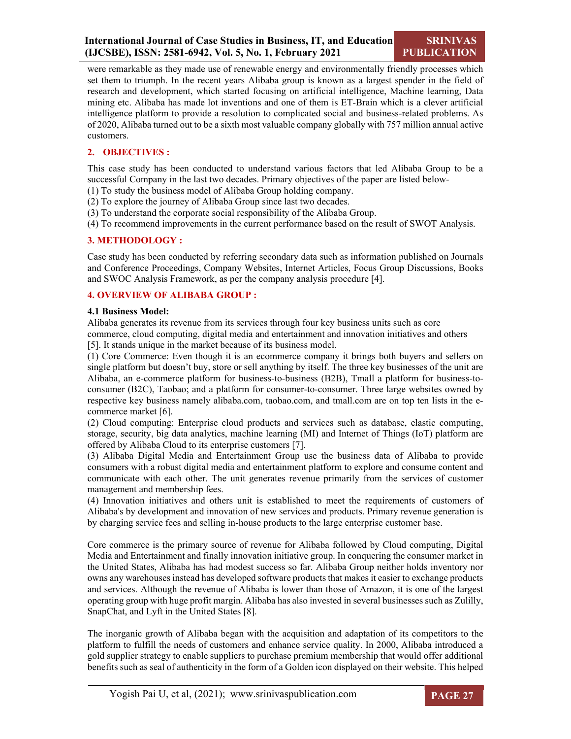were remarkable as they made use of renewable energy and environmentally friendly processes which set them to triumph. In the recent years Alibaba group is known as a largest spender in the field of research and development, which started focusing on artificial intelligence, Machine learning, Data mining etc. Alibaba has made lot inventions and one of them is ET-Brain which is a clever artificial intelligence platform to provide a resolution to complicated social and business-related problems. As of 2020, Alibaba turned out to be a sixth most valuable company globally with 757 million annual active customers.

## 2. OBJECTIVES :

This case study has been conducted to understand various factors that led Alibaba Group to be a successful Company in the last two decades. Primary objectives of the paper are listed below-

(1) To study the business model of Alibaba Group holding company.
(2) To explore the journey of Alibaba Group since last two decades.
(3) To understand the corporate social responsibility of the Alibaba Group.
(4) To recommend improvements in the current performance based on the result of SWOT Analysis.

## 3. METHODOLOGY :

Case study has been conducted by referring secondary data such as information published on Journals and Conference Proceedings, Company Websites, Internet Articles, Focus Group Discussions, Books and SWOC Analysis Framework, as per the company analysis procedure [4].

## 4. OVERVIEW OF ALIBABA GROUP :

### 4.1 Business Model:

Alibaba generates its revenue from its services through four key business units such as core commerce, cloud computing, digital media and entertainment and innovation initiatives and others [5]. It stands unique in the market because of its business model.

(1) Core Commerce: Even though it is an ecommerce company it brings both buyers and sellers on single platform but doesn't buy, store or sell anything by itself. The three key businesses of the unit are Alibaba, an e-commerce platform for business-to-business (B2B), Tmall a platform for business-to-consumer (B2C), Taobao; and a platform for consumer-to-consumer. Three large websites owned by respective key business namely alibaba.com, taobao.com, and tmall.com are on top ten lists in the e-commerce market [6].

(2) Cloud computing: Enterprise cloud products and services such as database, elastic computing, storage, security, big data analytics, machine learning (MI) and Internet of Things (IoT) platform are offered by Alibaba Cloud to its enterprise customers [7].

(3) Alibaba Digital Media and Entertainment Group use the business data of Alibaba to provide consumers with a robust digital media and entertainment platform to explore and consume content and communicate with each other. The unit generates revenue primarily from the services of customer management and membership fees.

(4) Innovation initiatives and others unit is established to meet the requirements of customers of Alibaba's by development and innovation of new services and products. Primary revenue generation is by charging service fees and selling in-house products to the large enterprise customer base.

Core commerce is the primary source of revenue for Alibaba followed by Cloud computing, Digital Media and Entertainment and finally innovation initiative group. In conquering the consumer market in the United States, Alibaba has had modest success so far. Alibaba Group neither holds inventory nor owns any warehouses instead has developed software products that makes it easier to exchange products and services. Although the revenue of Alibaba is lower than those of Amazon, it is one of the largest operating group with huge profit margin. Alibaba has also invested in several businesses such as Zulily, SnapChat, and Lyft in the United States [8].

The inorganic growth of Alibaba began with the acquisition and adaptation of its competitors to the platform to fulfill the needs of customers and enhance service quality. In 2000, Alibaba introduced a gold supplier strategy to enable suppliers to purchase premium membership that would offer additional benefits such as seal of authenticity in the form of a Golden icon displayed on their website. This helped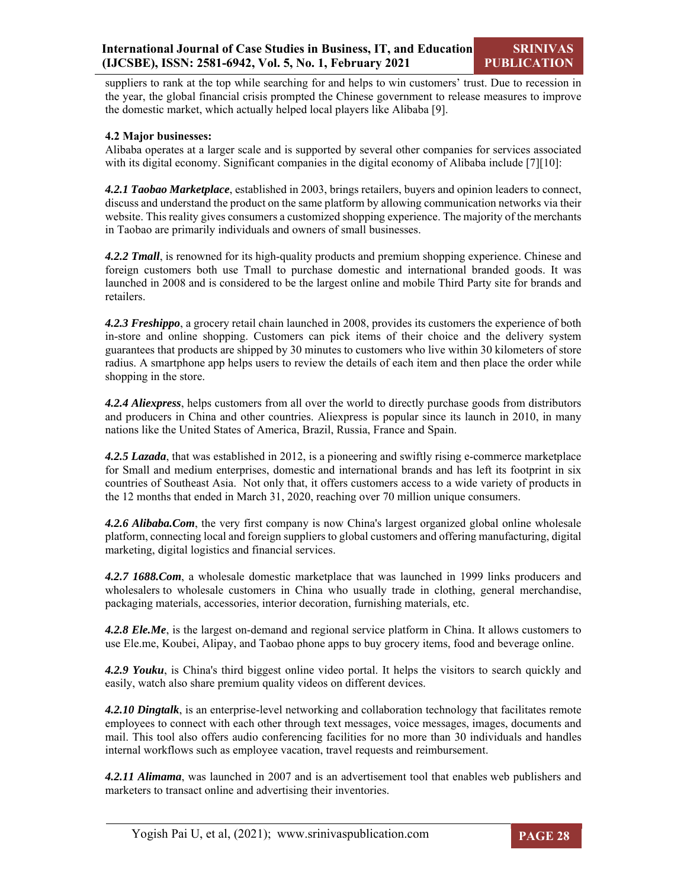suppliers to rank at the top while searching for and helps to win customers' trust. Due to recession in the year, the global financial crisis prompted the Chinese government to release measures to improve the domestic market, which actually helped local players like Alibaba [9].

### 4.2 Major businesses:

Alibaba operates at a larger scale and is supported by several other companies for services associated with its digital economy. Significant companies in the digital economy of Alibaba include [7][10]:

***4.2.1 Taobao Marketplace***, established in 2003, brings retailers, buyers and opinion leaders to connect, discuss and understand the product on the same platform by allowing communication networks via their website. This reality gives consumers a customized shopping experience. The majority of the merchants in Taobao are primarily individuals and owners of small businesses.

***4.2.2 Tmall***, is renowned for its high-quality products and premium shopping experience. Chinese and foreign customers both use Tmall to purchase domestic and international branded goods. It was launched in 2008 and is considered to be the largest online and mobile Third Party site for brands and retailers.

***4.2.3 Freshippo***, a grocery retail chain launched in 2008, provides its customers the experience of both in-store and online shopping. Customers can pick items of their choice and the delivery system guarantees that products are shipped by 30 minutes to customers who live within 30 kilometers of store radius. A smartphone app helps users to review the details of each item and then place the order while shopping in the store.

***4.2.4 Aliexpress***, helps customers from all over the world to directly purchase goods from distributors and producers in China and other countries. Aliexpress is popular since its launch in 2010, in many nations like the United States of America, Brazil, Russia, France and Spain.

***4.2.5 Lazada***, that was established in 2012, is a pioneering and swiftly rising e-commerce marketplace for Small and medium enterprises, domestic and international brands and has left its footprint in six countries of Southeast Asia. Not only that, it offers customers access to a wide variety of products in the 12 months that ended in March 31, 2020, reaching over 70 million unique consumers.

***4.2.6 Alibaba.Com***, the very first company is now China's largest organized global online wholesale platform, connecting local and foreign suppliers to global customers and offering manufacturing, digital marketing, digital logistics and financial services.

***4.2.7 1688.Com***, a wholesale domestic marketplace that was launched in 1999 links producers and wholesalers to wholesale customers in China who usually trade in clothing, general merchandise, packaging materials, accessories, interior decoration, furnishing materials, etc.

***4.2.8 Ele.Me***, is the largest on-demand and regional service platform in China. It allows customers to use Ele.me, Koubei, Alipay, and Taobao phone apps to buy grocery items, food and beverage online.

***4.2.9 Youku***, is China's third biggest online video portal. It helps the visitors to search quickly and easily, watch also share premium quality videos on different devices.

***4.2.10 Dingtalk***, is an enterprise-level networking and collaboration technology that facilitates remote employees to connect with each other through text messages, voice messages, images, documents and mail. This tool also offers audio conferencing facilities for no more than 30 individuals and handles internal workflows such as employee vacation, travel requests and reimbursement.

***4.2.11 Alimama***, was launched in 2007 and is an advertisement tool that enables web publishers and marketers to transact online and advertising their inventories.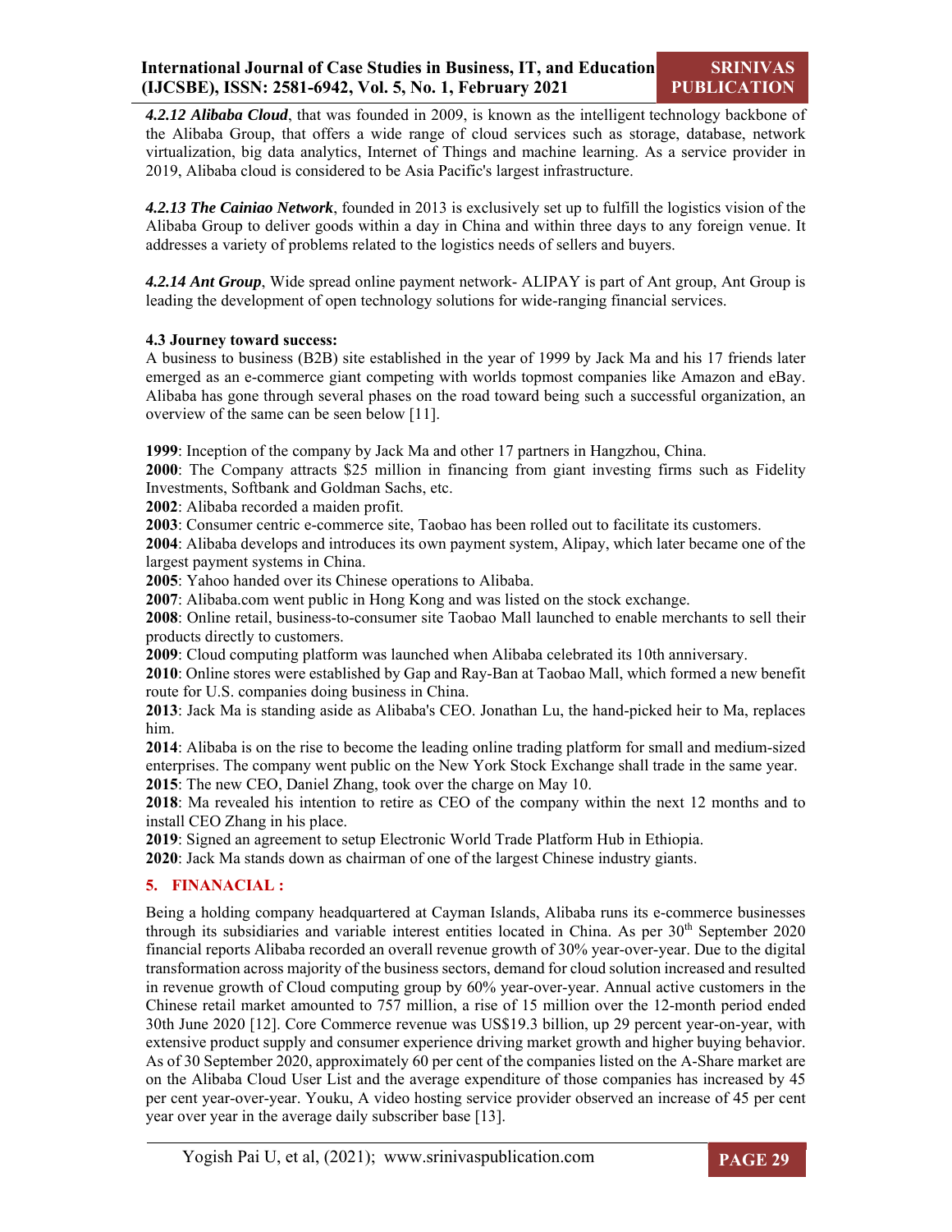***4.2.12 Alibaba Cloud***, that was founded in 2009, is known as the intelligent technology backbone of the Alibaba Group, that offers a wide range of cloud services such as storage, database, network virtualization, big data analytics, Internet of Things and machine learning. As a service provider in 2019, Alibaba cloud is considered to be Asia Pacific's largest infrastructure.

***4.2.13 The Cainiao Network***, founded in 2013 is exclusively set up to fulfill the logistics vision of the Alibaba Group to deliver goods within a day in China and within three days to any foreign venue. It addresses a variety of problems related to the logistics needs of sellers and buyers.

***4.2.14 Ant Group***, Wide spread online payment network- ALIPAY is part of Ant group, Ant Group is leading the development of open technology solutions for wide-ranging financial services.

### 4.3 Journey toward success:

A business to business (B2B) site established in the year of 1999 by Jack Ma and his 17 friends later emerged as an e-commerce giant competing with worlds topmost companies like Amazon and eBay. Alibaba has gone through several phases on the road toward being such a successful organization, an overview of the same can be seen below [11].

**1999**: Inception of the company by Jack Ma and other 17 partners in Hangzhou, China.
**2000**: The Company attracts $25 million in financing from giant investing firms such as Fidelity Investments, Softbank and Goldman Sachs, etc.
**2002**: Alibaba recorded a maiden profit.
**2003**: Consumer centric e-commerce site, Taobao has been rolled out to facilitate its customers.
**2004**: Alibaba develops and introduces its own payment system, Alipay, which later became one of the largest payment systems in China.
**2005**: Yahoo handed over its Chinese operations to Alibaba.
**2007**: Alibaba.com went public in Hong Kong and was listed on the stock exchange.
**2008**: Online retail, business-to-consumer site Taobao Mall launched to enable merchants to sell their products directly to customers.
**2009**: Cloud computing platform was launched when Alibaba celebrated its 10th anniversary.
**2010**: Online stores were established by Gap and Ray-Ban at Taobao Mall, which formed a new benefit route for U.S. companies doing business in China.
**2013**: Jack Ma is standing aside as Alibaba's CEO. Jonathan Lu, the hand-picked heir to Ma, replaces him.
**2014**: Alibaba is on the rise to become the leading online trading platform for small and medium-sized enterprises. The company went public on the New York Stock Exchange shall trade in the same year.
**2015**: The new CEO, Daniel Zhang, took over the charge on May 10.
**2018**: Ma revealed his intention to retire as CEO of the company within the next 12 months and to install CEO Zhang in his place.
**2019**: Signed an agreement to setup Electronic World Trade Platform Hub in Ethiopia.
**2020**: Jack Ma stands down as chairman of one of the largest Chinese industry giants.

## 5. FINANACIAL :

Being a holding company headquartered at Cayman Islands, Alibaba runs its e-commerce businesses through its subsidiaries and variable interest entities located in China. As per 30th September 2020 financial reports Alibaba recorded an overall revenue growth of 30% year-over-year. Due to the digital transformation across majority of the business sectors, demand for cloud solution increased and resulted in revenue growth of Cloud computing group by 60% year-over-year. Annual active customers in the Chinese retail market amounted to 757 million, a rise of 15 million over the 12-month period ended 30th June 2020 [12]. Core Commerce revenue was US$19.3 billion, up 29 percent year-on-year, with extensive product supply and consumer experience driving market growth and higher buying behavior. As of 30 September 2020, approximately 60 per cent of the companies listed on the A-Share market are on the Alibaba Cloud User List and the average expenditure of those companies has increased by 45 per cent year-over-year. Youku, A video hosting service provider observed an increase of 45 per cent year over year in the average daily subscriber base [13].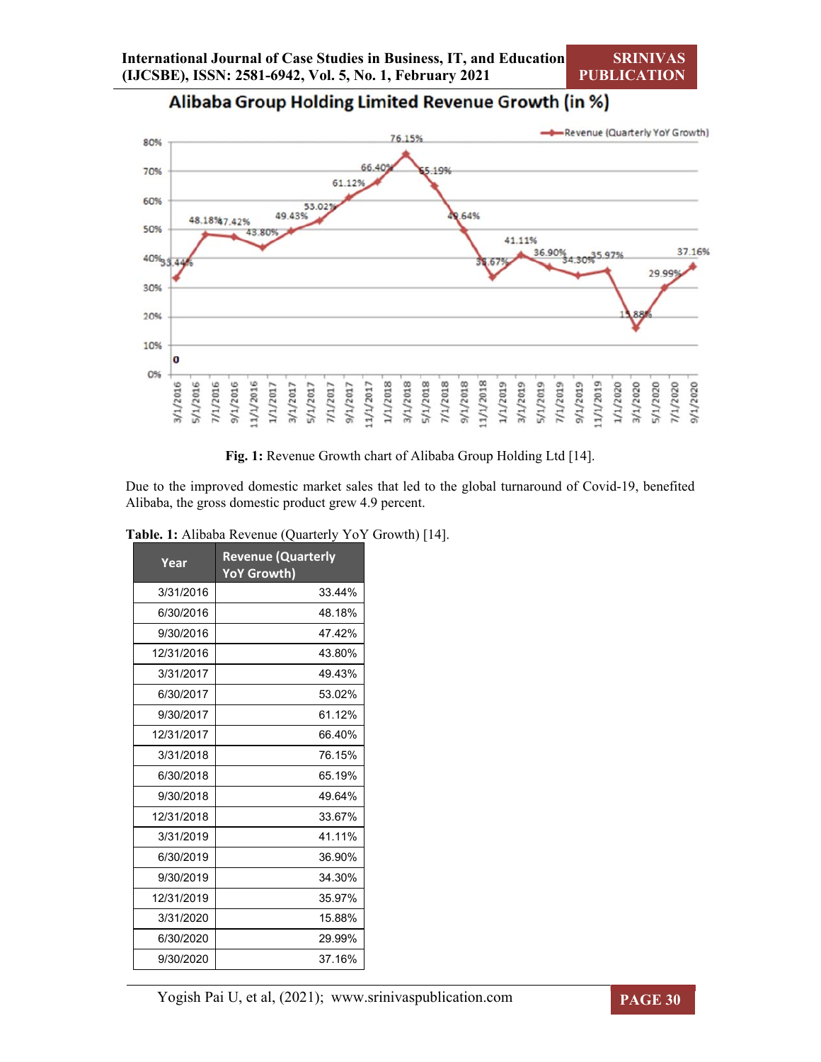Fig. 1: Revenue Growth chart of Alibaba Group Holding Ltd [14].

Due to the improved domestic market sales that led to the global turnaround of Covid-19, benefited Alibaba, the gross domestic product grew 4.9 percent.

**Table. 1:** Alibaba Revenue (Quarterly YoY Growth) [14].

| Year | Revenue (Quarterly YoY Growth) |
|---|---|
| 3/31/2016 | 33.44% |
| 6/30/2016 | 48.18% |
| 9/30/2016 | 47.42% |
| 12/31/2016 | 43.80% |
| 3/31/2017 | 49.43% |
| 6/30/2017 | 53.02% |
| 9/30/2017 | 61.12% |
| 12/31/2017 | 66.40% |
| 3/31/2018 | 76.15% |
| 6/30/2018 | 65.19% |
| 9/30/2018 | 49.64% |
| 12/31/2018 | 33.67% |
| 3/31/2019 | 41.11% |
| 6/30/2019 | 36.90% |
| 9/30/2019 | 34.30% |
| 12/31/2019 | 35.97% |
| 3/31/2020 | 15.88% |
| 6/30/2020 | 29.99% |
| 9/30/2020 | 37.16% |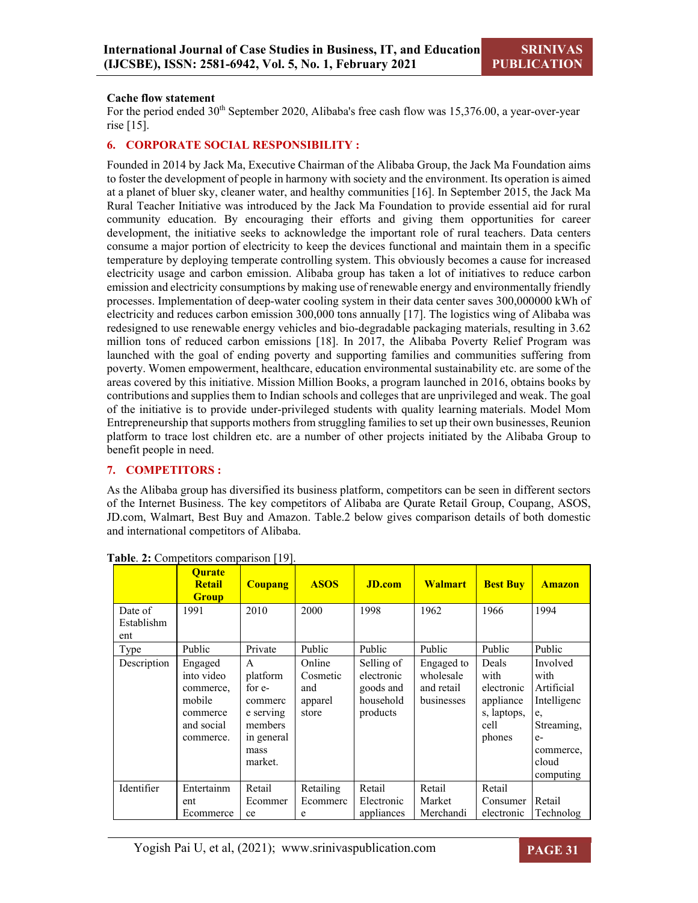**Cache flow statement**

For the period ended 30th September 2020, Alibaba's free cash flow was 15,376.00, a year-over-year rise [15].

## 6. CORPORATE SOCIAL RESPONSIBILITY :

Founded in 2014 by Jack Ma, Executive Chairman of the Alibaba Group, the Jack Ma Foundation aims to foster the development of people in harmony with society and the environment. Its operation is aimed at a planet of bluer sky, cleaner water, and healthy communities [16]. In September 2015, the Jack Ma Rural Teacher Initiative was introduced by the Jack Ma Foundation to provide essential aid for rural community education. By encouraging their efforts and giving them opportunities for career development, the initiative seeks to acknowledge the important role of rural teachers. Data centers consume a major portion of electricity to keep the devices functional and maintain them in a specific temperature by deploying temperate controlling system. This obviously becomes a cause for increased electricity usage and carbon emission. Alibaba group has taken a lot of initiatives to reduce carbon emission and electricity consumptions by making use of renewable energy and environmentally friendly processes. Implementation of deep-water cooling system in their data center saves 300,000000 kWh of electricity and reduces carbon emission 300,000 tons annually [17]. The logistics wing of Alibaba was redesigned to use renewable energy vehicles and bio-degradable packaging materials, resulting in 3.62 million tons of reduced carbon emissions [18]. In 2017, the Alibaba Poverty Relief Program was launched with the goal of ending poverty and supporting families and communities suffering from poverty. Women empowerment, healthcare, education environmental sustainability etc. are some of the areas covered by this initiative. Mission Million Books, a program launched in 2016, obtains books by contributions and supplies them to Indian schools and colleges that are unprivileged and weak. The goal of the initiative is to provide under-privileged students with quality learning materials. Model Mom Entrepreneurship that supports mothers from struggling families to set up their own businesses, Reunion platform to trace lost children etc. are a number of other projects initiated by the Alibaba Group to benefit people in need.

## 7. COMPETITORS :

As the Alibaba group has diversified its business platform, competitors can be seen in different sectors of the Internet Business. The key competitors of Alibaba are Qurate Retail Group, Coupang, ASOS, JD.com, Walmart, Best Buy and Amazon. Table.2 below gives comparison details of both domestic and international competitors of Alibaba.

**Table. 2:** Competitors comparison [19].

| | Qurate Retail Group | Coupang | ASOS | JD.com | Walmart | Best Buy | Amazon |
|---|---|---|---|---|---|---|---|
| Date of Establishment | 1991 | 2010 | 2000 | 1998 | 1962 | 1966 | 1994 |
| Type | Public | Private | Public | Public | Public | Public | Public |
| Description | Engaged into video commerce, mobile commerce and social commerce. | A platform for e-commerce serving members in general mass market. | Online Cosmetic and apparel store | Selling of electronic goods and household products | Engaged to wholesale and retail businesses | Deals with electronic appliances, laptops, cell phones | Involved with Artificial Intelligence, Streaming, e-commerce, cloud computing |
| Identifier | Entertainment Ecommerce | Retail Ecommerce | Retailing Ecommerce | Retail Electronic appliances | Retail Market Merchandi | Retail Consumer electronic | Retail Technolog |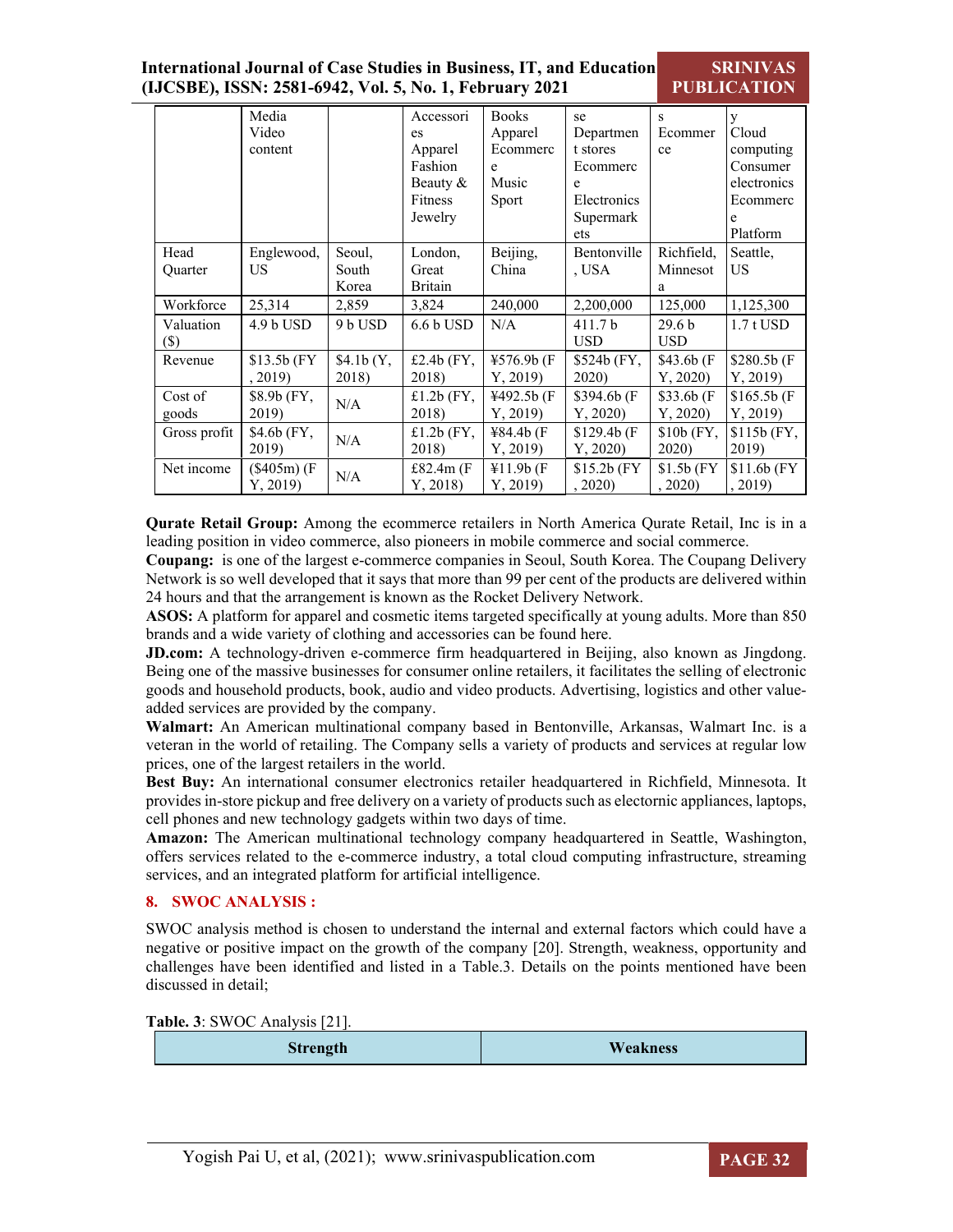|  | Media Video content |  | Accessories Apparel Fashion Beauty & Fitness Jewelry | Books Apparel Ecommerce Music Sport | se Department stores Ecommerce Electronics Supermarkets | s Ecommerce | y Cloud computing Consumer electronics Ecommerce Platform |
|---|---|---|---|---|---|---|---|
| Head Quarter | Englewood, US | Seoul, South Korea | London, Great Britain | Beijing, China | Bentonville, USA | Richfield, Minnesota | Seattle, US |
| Workforce | 25,314 | 2,859 | 3,824 | 240,000 | 2,200,000 | 125,000 | 1,125,300 |
| Valuation ($) | 4.9 b USD | 9 b USD | 6.6 b USD | N/A | 411.7 b USD | 29.6 b USD | 1.7 t USD |
| Revenue | $13.5b (FY, 2019) | $4.1b (Y, 2018) | £2.4b (FY, 2018) | ¥576.9b (FY, 2019) | $524b (FY, 2020) | $43.6b (FY, 2020) | $280.5b (FY, 2019) |
| Cost of goods | $8.9b (FY, 2019) | N/A | £1.2b (FY, 2018) | ¥492.5b (FY, 2019) | $394.6b (FY, 2020) | $33.6b (FY, 2020) | $165.5b (FY, 2019) |
| Gross profit | $4.6b (FY, 2019) | N/A | £1.2b (FY, 2018) | ¥84.4b (FY, 2019) | $129.4b (FY, 2020) | $10b (FY, 2020) | $115b (FY, 2019) |
| Net income | ($405m) (FY, 2019) | N/A | £82.4m (FY, 2018) | ¥11.9b (FY, 2019) | $15.2b (FY, 2020) | $1.5b (FY, 2020) | $11.6b (FY, 2019) |

**Qurate Retail Group:** Among the ecommerce retailers in North America Qurate Retail, Inc is in a leading position in video commerce, also pioneers in mobile commerce and social commerce.
**Coupang:** is one of the largest e-commerce companies in Seoul, South Korea. The Coupang Delivery Network is so well developed that it says that more than 99 per cent of the products are delivered within 24 hours and that the arrangement is known as the Rocket Delivery Network.
**ASOS:** A platform for apparel and cosmetic items targeted specifically at young adults. More than 850 brands and a wide variety of clothing and accessories can be found here.
**JD.com:** A technology-driven e-commerce firm headquartered in Beijing, also known as Jingdong. Being one of the massive businesses for consumer online retailers, it facilitates the selling of electronic goods and household products, book, audio and video products. Advertising, logistics and other value-added services are provided by the company.
**Walmart:** An American multinational company based in Bentonville, Arkansas, Walmart Inc. is a veteran in the world of retailing. The Company sells a variety of products and services at regular low prices, one of the largest retailers in the world.
**Best Buy:** An international consumer electronics retailer headquartered in Richfield, Minnesota. It provides in-store pickup and free delivery on a variety of products such as electornic appliances, laptops, cell phones and new technology gadgets within two days of time.
**Amazon:** The American multinational technology company headquartered in Seattle, Washington, offers services related to the e-commerce industry, a total cloud computing infrastructure, streaming services, and an integrated platform for artificial intelligence.

## 8. SWOC ANALYSIS :

SWOC analysis method is chosen to understand the internal and external factors which could have a negative or positive impact on the growth of the company [20]. Strength, weakness, opportunity and challenges have been identified and listed in a Table.3. Details on the points mentioned have been discussed in detail;

**Table. 3**: SWOC Analysis [21].

| Strength | Weakness |
|---|---|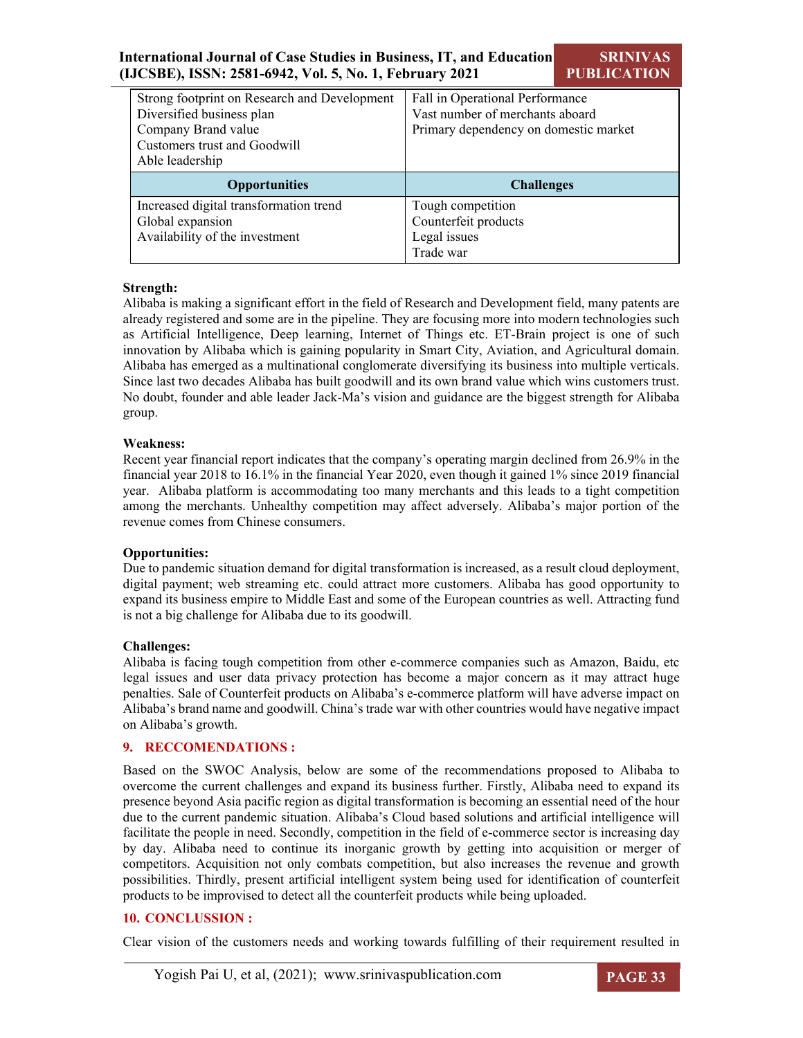| | |
|---|---|
| Strong footprint on Research and Development<br>Diversified business plan<br>Company Brand value<br>Customers trust and Goodwill<br>Able leadership | Fall in Operational Performance<br>Vast number of merchants aboard<br>Primary dependency on domestic market |
| **Opportunities** | **Challenges** |
| Increased digital transformation trend<br>Global expansion<br>Availability of the investment | Tough competition<br>Counterfeit products<br>Legal issues<br>Trade war |

**Strength:**
Alibaba is making a significant effort in the field of Research and Development field, many patents are already registered and some are in the pipeline. They are focusing more into modern technologies such as Artificial Intelligence, Deep learning, Internet of Things etc. ET-Brain project is one of such innovation by Alibaba which is gaining popularity in Smart City, Aviation, and Agricultural domain. Alibaba has emerged as a multinational conglomerate diversifying its business into multiple verticals. Since last two decades Alibaba has built goodwill and its own brand value which wins customers trust. No doubt, founder and able leader Jack-Ma's vision and guidance are the biggest strength for Alibaba group.

**Weakness:**
Recent year financial report indicates that the company's operating margin declined from 26.9% in the financial year 2018 to 16.1% in the financial Year 2020, even though it gained 1% since 2019 financial year. Alibaba platform is accommodating too many merchants and this leads to a tight competition among the merchants. Unhealthy competition may affect adversely. Alibaba's major portion of the revenue comes from Chinese consumers.

**Opportunities:**
Due to pandemic situation demand for digital transformation is increased, as a result cloud deployment, digital payment; web streaming etc. could attract more customers. Alibaba has good opportunity to expand its business empire to Middle East and some of the European countries as well. Attracting fund is not a big challenge for Alibaba due to its goodwill.

**Challenges:**
Alibaba is facing tough competition from other e-commerce companies such as Amazon, Baidu, etc legal issues and user data privacy protection has become a major concern as it may attract huge penalties. Sale of Counterfeit products on Alibaba's e-commerce platform will have adverse impact on Alibaba's brand name and goodwill. China's trade war with other countries would have negative impact on Alibaba's growth.

## 9. RECCOMENDATIONS :

Based on the SWOC Analysis, below are some of the recommendations proposed to Alibaba to overcome the current challenges and expand its business further. Firstly, Alibaba need to expand its presence beyond Asia pacific region as digital transformation is becoming an essential need of the hour due to the current pandemic situation. Alibaba's Cloud based solutions and artificial intelligence will facilitate the people in need. Secondly, competition in the field of e-commerce sector is increasing day by day. Alibaba need to continue its inorganic growth by getting into acquisition or merger of competitors. Acquisition not only combats competition, but also increases the revenue and growth possibilities. Thirdly, present artificial intelligent system being used for identification of counterfeit products to be improvised to detect all the counterfeit products while being uploaded.

## 10. CONCLUSSION :

Clear vision of the customers needs and working towards fulfilling of their requirement resulted in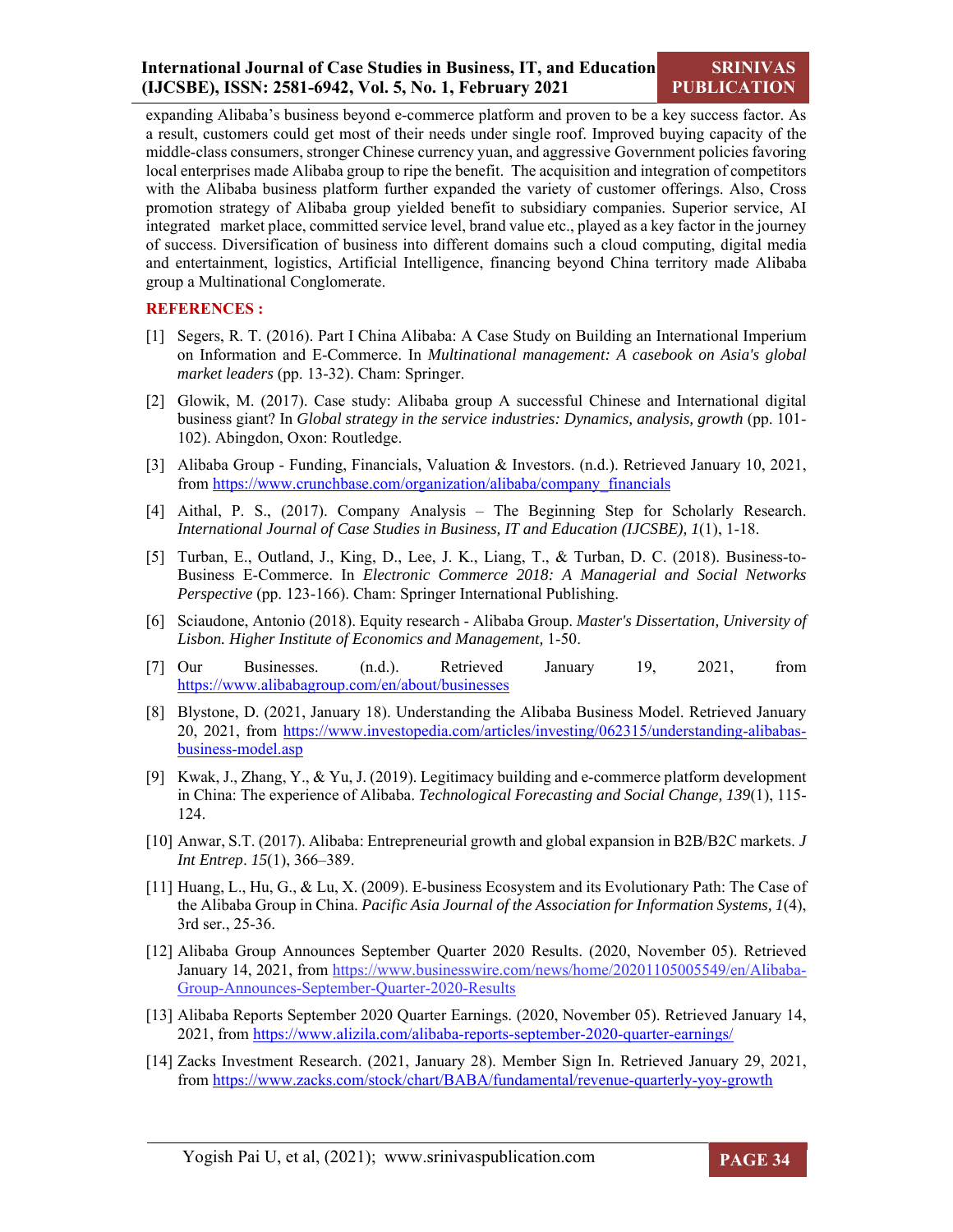expanding Alibaba's business beyond e-commerce platform and proven to be a key success factor. As a result, customers could get most of their needs under single roof. Improved buying capacity of the middle-class consumers, stronger Chinese currency yuan, and aggressive Government policies favoring local enterprises made Alibaba group to ripe the benefit. The acquisition and integration of competitors with the Alibaba business platform further expanded the variety of customer offerings. Also, Cross promotion strategy of Alibaba group yielded benefit to subsidiary companies. Superior service, AI integrated market place, committed service level, brand value etc., played as a key factor in the journey of success. Diversification of business into different domains such a cloud computing, digital media and entertainment, logistics, Artificial Intelligence, financing beyond China territory made Alibaba group a Multinational Conglomerate.

## REFERENCES :

[1] Segers, R. T. (2016). Part I China Alibaba: A Case Study on Building an International Imperium on Information and E-Commerce. In *Multinational management: A casebook on Asia's global market leaders* (pp. 13-32). Cham: Springer.

[2] Glowik, M. (2017). Case study: Alibaba group A successful Chinese and International digital business giant? In *Global strategy in the service industries: Dynamics, analysis, growth* (pp. 101-102). Abingdon, Oxon: Routledge.

[3] Alibaba Group - Funding, Financials, Valuation & Investors. (n.d.). Retrieved January 10, 2021, from https://www.crunchbase.com/organization/alibaba/company_financials

[4] Aithal, P. S., (2017). Company Analysis – The Beginning Step for Scholarly Research. *International Journal of Case Studies in Business, IT and Education (IJCSBE), 1*(1), 1-18.

[5] Turban, E., Outland, J., King, D., Lee, J. K., Liang, T., & Turban, D. C. (2018). Business-to-Business E-Commerce. In *Electronic Commerce 2018: A Managerial and Social Networks Perspective* (pp. 123-166). Cham: Springer International Publishing.

[6] Sciaudone, Antonio (2018). Equity research - Alibaba Group. *Master's Dissertation, University of Lisbon. Higher Institute of Economics and Management,* 1-50.

[7] Our Businesses. (n.d.). Retrieved January 19, 2021, from https://www.alibabagroup.com/en/about/businesses

[8] Blystone, D. (2021, January 18). Understanding the Alibaba Business Model. Retrieved January 20, 2021, from https://www.investopedia.com/articles/investing/062315/understanding-alibabas-business-model.asp

[9] Kwak, J., Zhang, Y., & Yu, J. (2019). Legitimacy building and e-commerce platform development in China: The experience of Alibaba. *Technological Forecasting and Social Change, 139*(1), 115-124.

[10] Anwar, S.T. (2017). Alibaba: Entrepreneurial growth and global expansion in B2B/B2C markets. *J Int Entrep*. *15*(1), 366–389.

[11] Huang, L., Hu, G., & Lu, X. (2009). E-business Ecosystem and its Evolutionary Path: The Case of the Alibaba Group in China. *Pacific Asia Journal of the Association for Information Systems, 1*(4), 3rd ser., 25-36.

[12] Alibaba Group Announces September Quarter 2020 Results. (2020, November 05). Retrieved January 14, 2021, from https://www.businesswire.com/news/home/20201105005549/en/Alibaba-Group-Announces-September-Quarter-2020-Results

[13] Alibaba Reports September 2020 Quarter Earnings. (2020, November 05). Retrieved January 14, 2021, from https://www.alizila.com/alibaba-reports-september-2020-quarter-earnings/

[14] Zacks Investment Research. (2021, January 28). Member Sign In. Retrieved January 29, 2021, from https://www.zacks.com/stock/chart/BABA/fundamental/revenue-quarterly-yoy-growth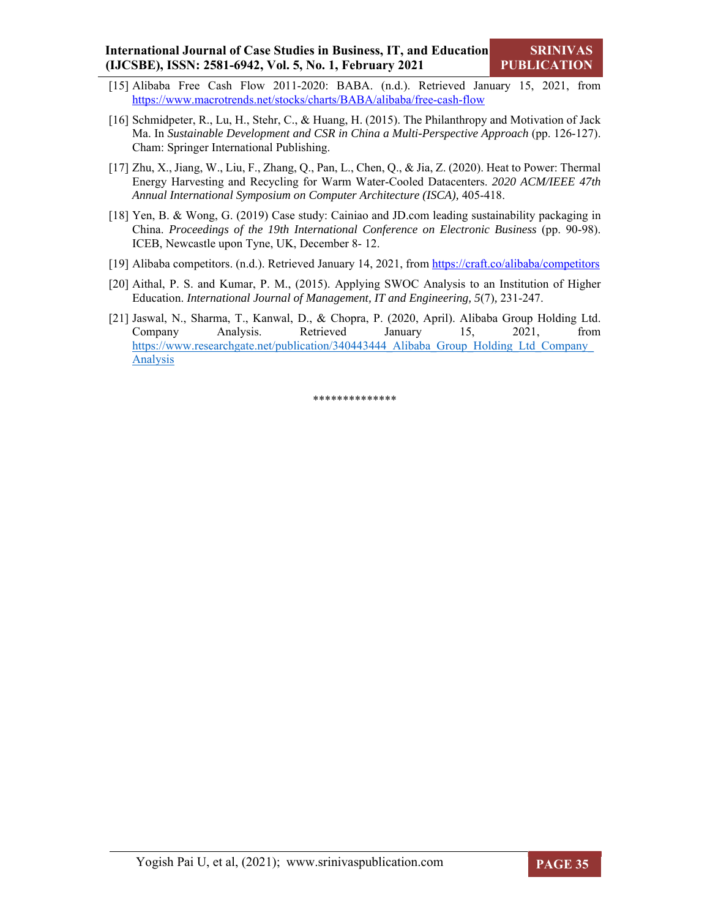[15] Alibaba Free Cash Flow 2011-2020: BABA. (n.d.). Retrieved January 15, 2021, from https://www.macrotrends.net/stocks/charts/BABA/alibaba/free-cash-flow

[16] Schmidpeter, R., Lu, H., Stehr, C., & Huang, H. (2015). The Philanthropy and Motivation of Jack Ma. In *Sustainable Development and CSR in China a Multi-Perspective Approach* (pp. 126-127). Cham: Springer International Publishing.

[17] Zhu, X., Jiang, W., Liu, F., Zhang, Q., Pan, L., Chen, Q., & Jia, Z. (2020). Heat to Power: Thermal Energy Harvesting and Recycling for Warm Water-Cooled Datacenters. *2020 ACM/IEEE 47th Annual International Symposium on Computer Architecture (ISCA),* 405-418.

[18] Yen, B. & Wong, G. (2019) Case study: Cainiao and JD.com leading sustainability packaging in China. *Proceedings of the 19th International Conference on Electronic Business* (pp. 90-98). ICEB, Newcastle upon Tyne, UK, December 8- 12.

[19] Alibaba competitors. (n.d.). Retrieved January 14, 2021, from https://craft.co/alibaba/competitors

[20] Aithal, P. S. and Kumar, P. M., (2015). Applying SWOC Analysis to an Institution of Higher Education. *International Journal of Management, IT and Engineering, 5*(7), 231-247.

[21] Jaswal, N., Sharma, T., Kanwal, D., & Chopra, P. (2020, April). Alibaba Group Holding Ltd. Company Analysis. Retrieved January 15, 2021, from https://www.researchgate.net/publication/340443444_Alibaba_Group_Holding_Ltd_Company_Analysis

**************